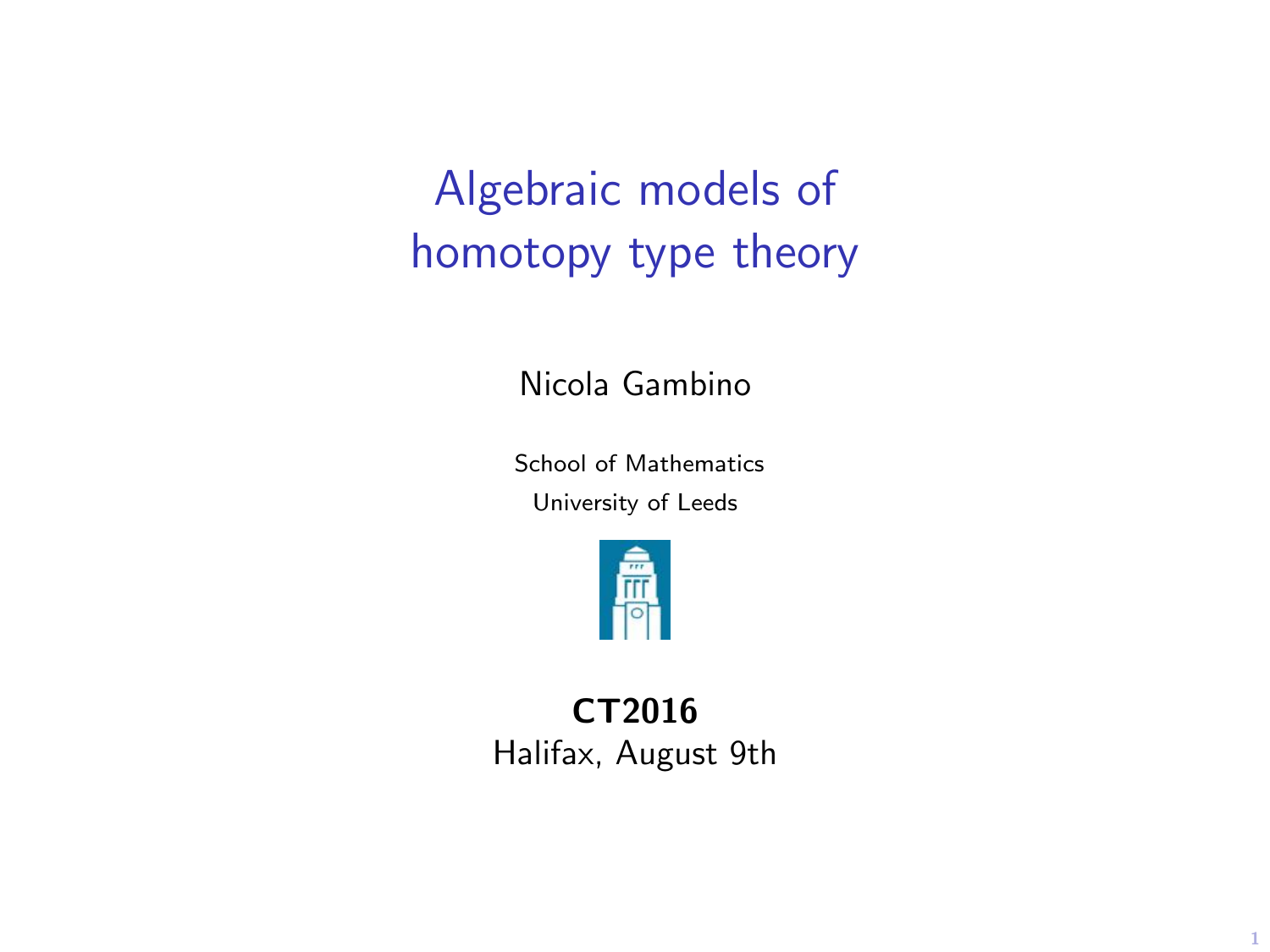# Algebraic models of homotopy type theory

Nicola Gambino

School of Mathematics
University of Leeds

**CT2016**
Halifax, August 9th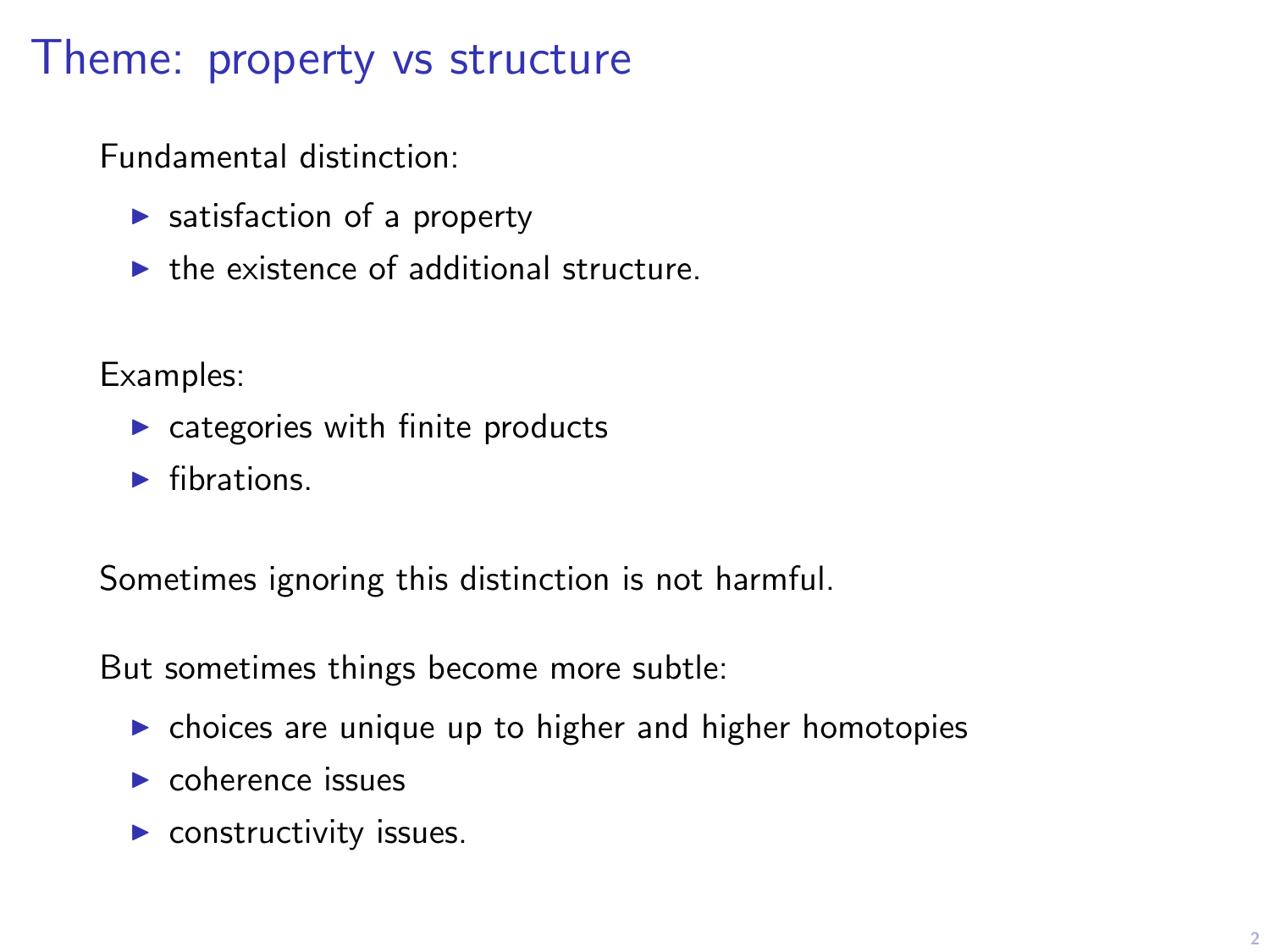# Theme: property vs structure

Fundamental distinction:

- satisfaction of a property
- the existence of additional structure.

Examples:

- categories with finite products
- fibrations.

Sometimes ignoring this distinction is not harmful.

But sometimes things become more subtle:

- choices are unique up to higher and higher homotopies
- coherence issues
- constructivity issues.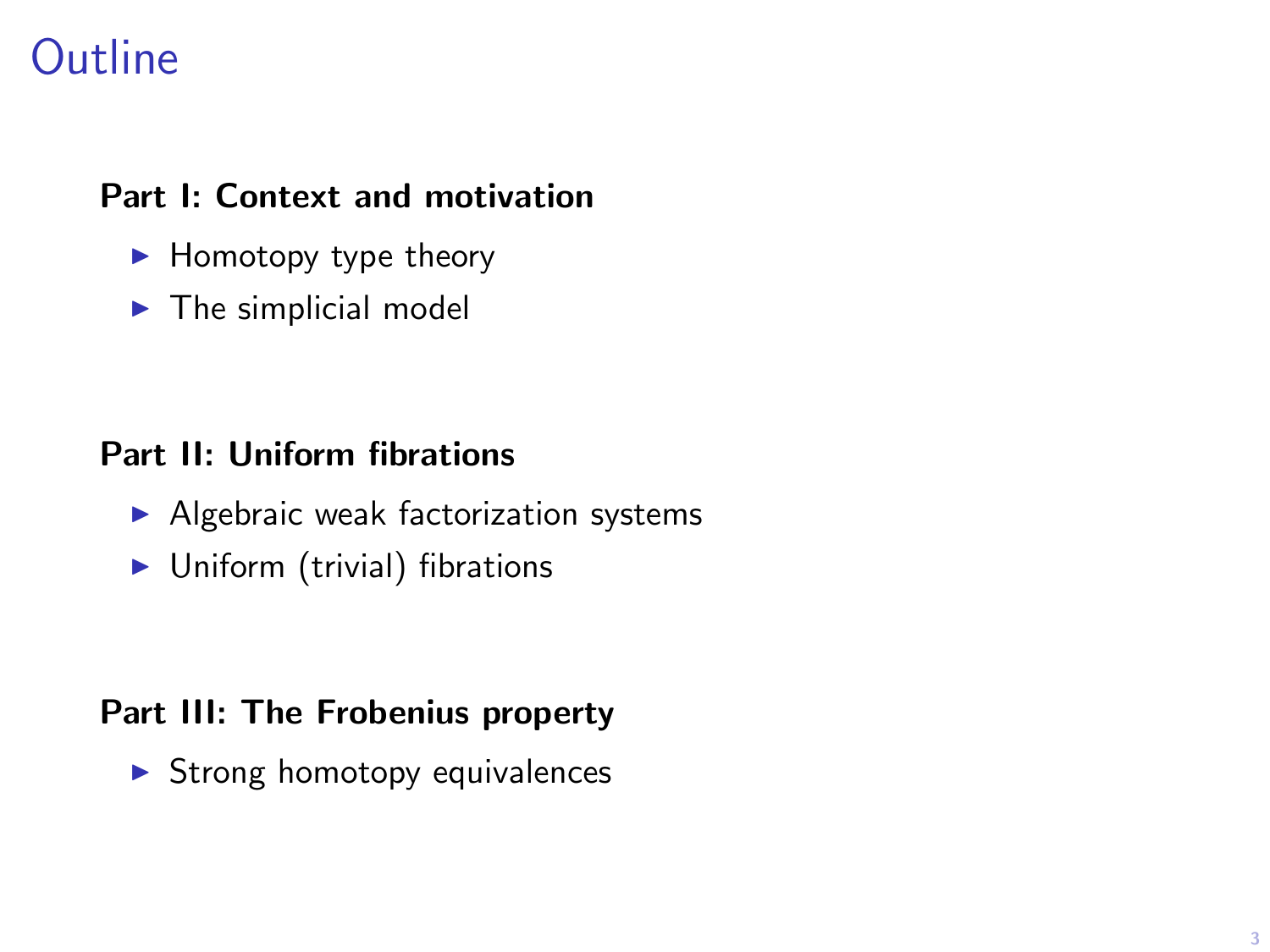# Outline

**Part I: Context and motivation**

- Homotopy type theory
- The simplicial model

**Part II: Uniform fibrations**

- Algebraic weak factorization systems
- Uniform (trivial) fibrations

**Part III: The Frobenius property**

- Strong homotopy equivalences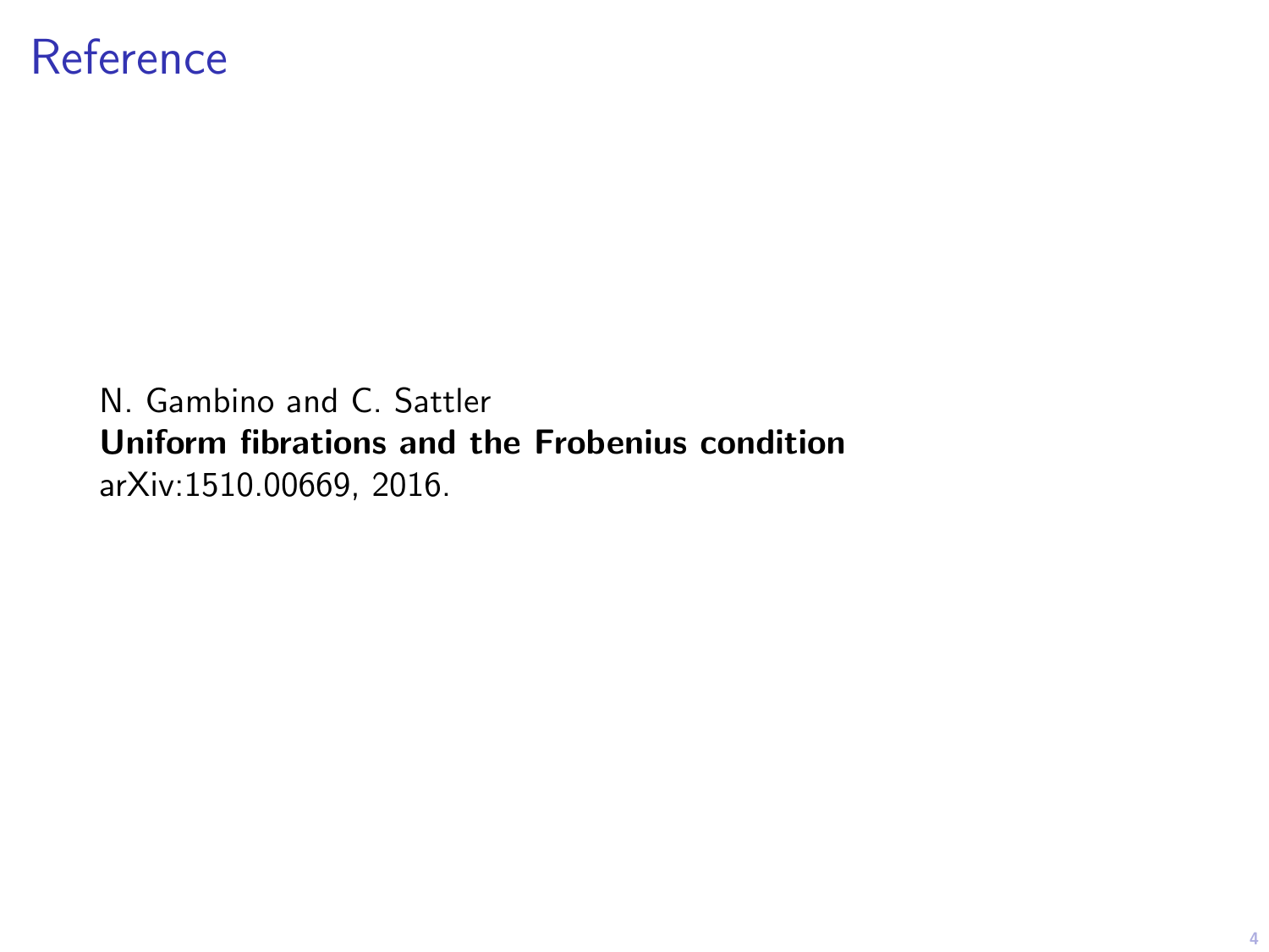# Reference

N. Gambino and C. Sattler
**Uniform fibrations and the Frobenius condition**
arXiv:1510.00669, 2016.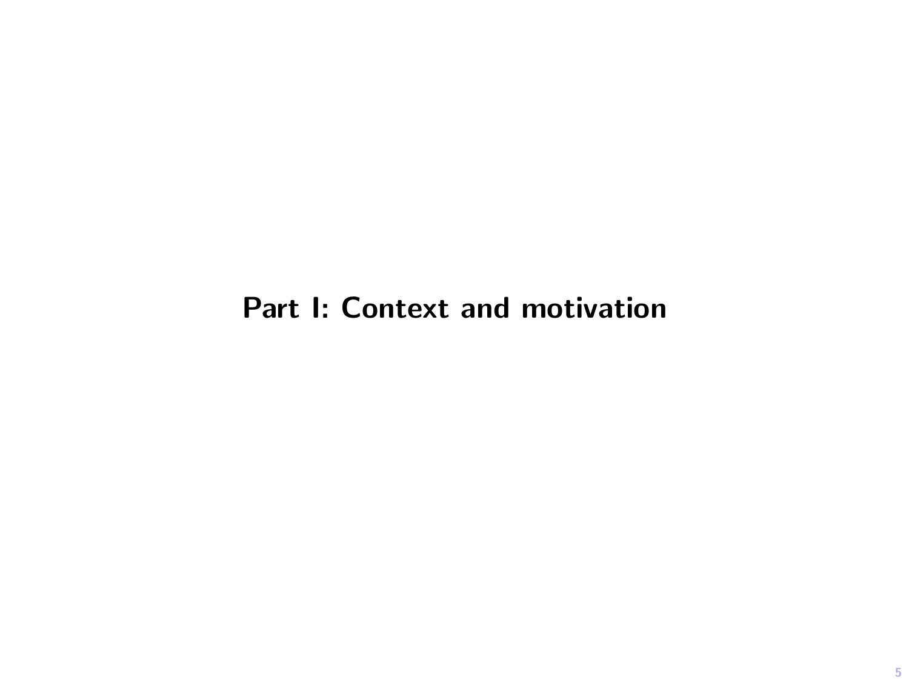# Part I: Context and motivation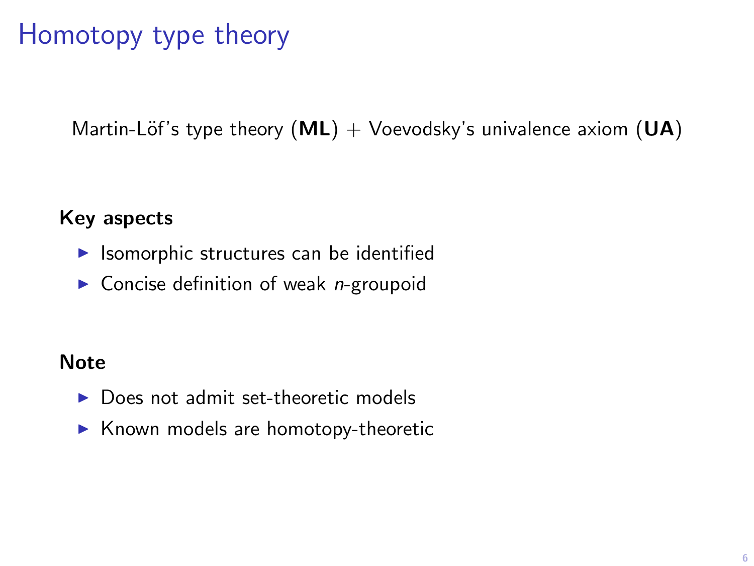# Homotopy type theory

Martin-Löf's type theory (**ML**) + Voevodsky's univalence axiom (**UA**)

**Key aspects**

- Isomorphic structures can be identified
- Concise definition of weak $n$-groupoid

**Note**

- Does not admit set-theoretic models
- Known models are homotopy-theoretic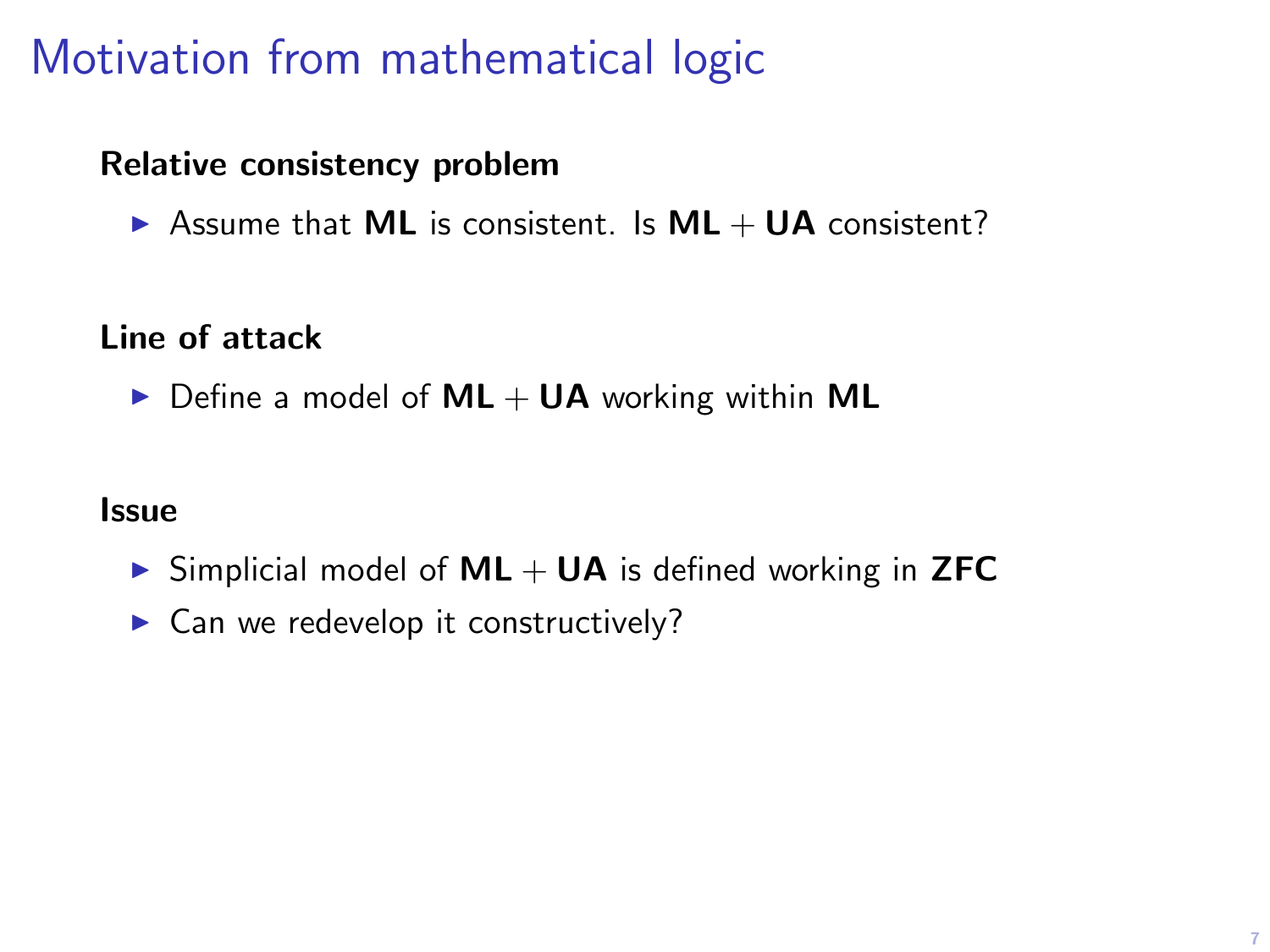# Motivation from mathematical logic

**Relative consistency problem**

- Assume that **ML** is consistent. Is **ML** + **UA** consistent?

**Line of attack**

- Define a model of **ML** + **UA** working within **ML**

**Issue**

- Simplicial model of **ML** + **UA** is defined working in **ZFC**
- Can we redevelop it constructively?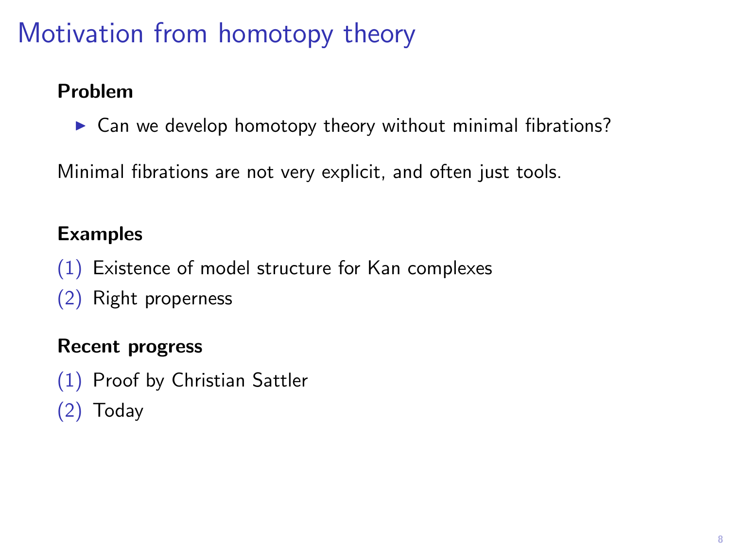# Motivation from homotopy theory

**Problem**

- Can we develop homotopy theory without minimal fibrations?

Minimal fibrations are not very explicit, and often just tools.

**Examples**

(1) Existence of model structure for Kan complexes

(2) Right properness

**Recent progress**

(1) Proof by Christian Sattler

(2) Today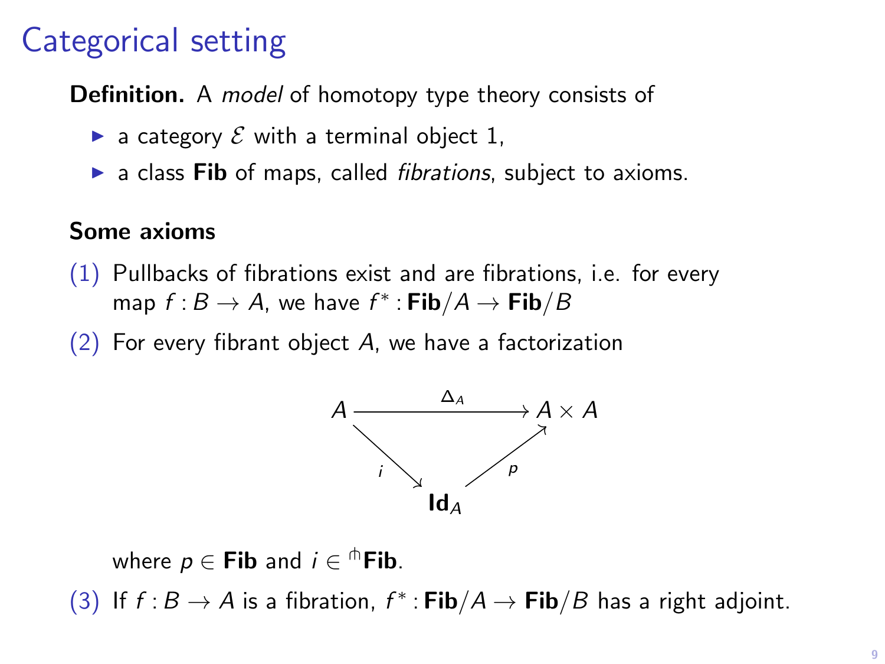# Categorical setting

**Definition.** A *model* of homotopy type theory consists of

- a category $\mathcal{E}$ with a terminal object 1,
- a class **Fib** of maps, called *fibrations*, subject to axioms.

**Some axioms**

(1) Pullbacks of fibrations exist and are fibrations, i.e. for every map $f : B \to A$, we have $f^* : \mathbf{Fib}/A \to \mathbf{Fib}/B$

(2) For every fibrant object $A$, we have a factorization

$$\begin{array}{ccc} A & \xrightarrow{\Delta_A} & A \times A \\ & {\scriptstyle i} \searrow \quad \nearrow {\scriptstyle p} & \\ & \mathbf{Id}_A & \end{array}$$

where $p \in \mathbf{Fib}$ and $i \in {}^{\pitchfork}\mathbf{Fib}$.

(3) If $f : B \to A$ is a fibration, $f^* : \mathbf{Fib}/A \to \mathbf{Fib}/B$ has a right adjoint.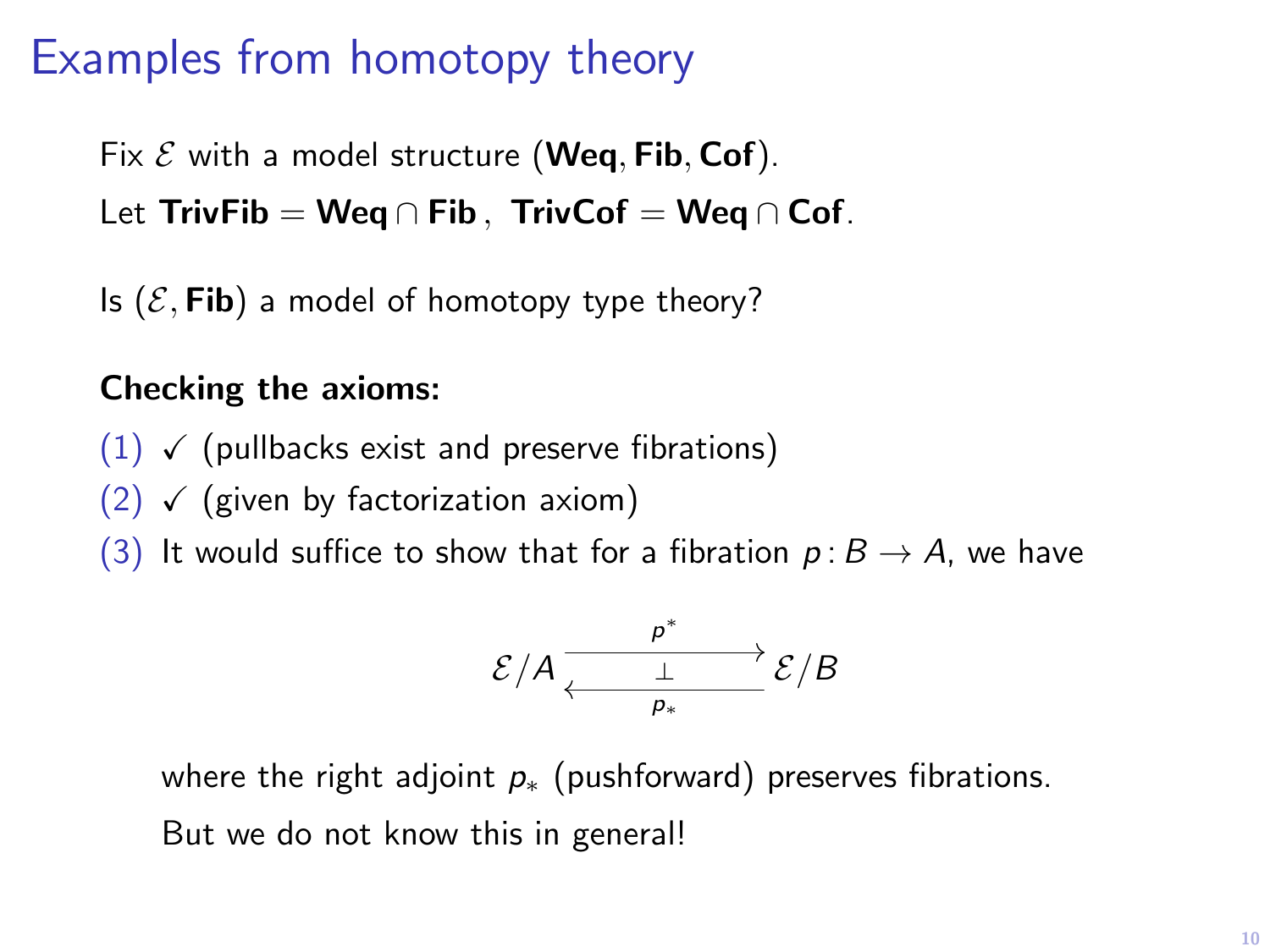# Examples from homotopy theory

Fix $\mathcal{E}$ with a model structure $(\mathbf{Weq}, \mathbf{Fib}, \mathbf{Cof})$.

Let $\mathbf{TrivFib} = \mathbf{Weq} \cap \mathbf{Fib}$, $\mathbf{TrivCof} = \mathbf{Weq} \cap \mathbf{Cof}$.

Is $(\mathcal{E}, \mathbf{Fib})$ a model of homotopy type theory?

**Checking the axioms:**

(1) ✓ (pullbacks exist and preserve fibrations)

(2) ✓ (given by factorization axiom)

(3) It would suffice to show that for a fibration $p \colon B \to A$, we have

$$\mathcal{E}/A \underset{p_*}{\overset{p^*}{\rightleftarrows}} \mathcal{E}/B \quad (p^* \dashv p_*)$$

where the right adjoint $p_*$ (pushforward) preserves fibrations.

But we do not know this in general!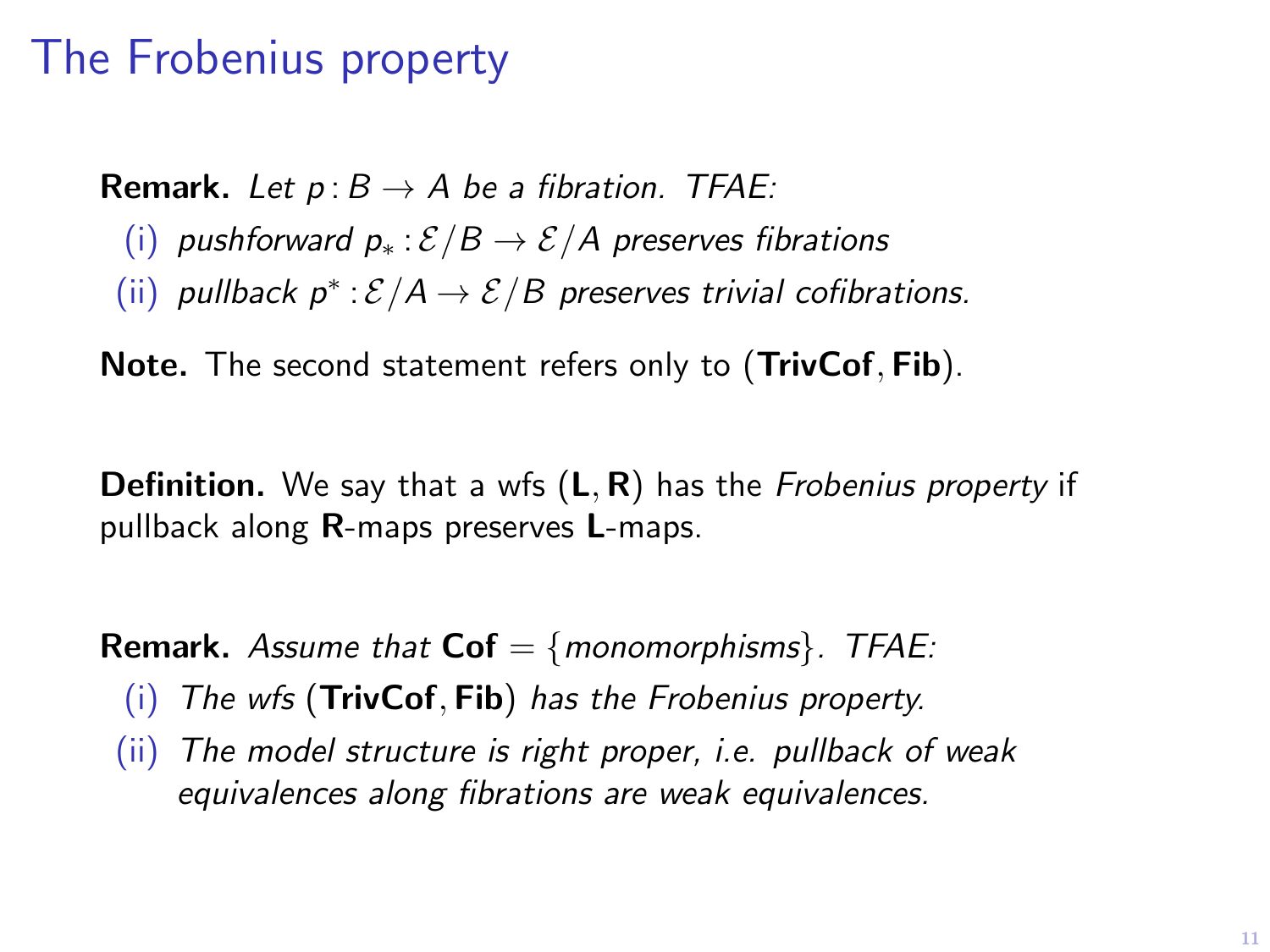# The Frobenius property

**Remark.** *Let $p\colon B \to A$ be a fibration. TFAE:*

(i) *pushforward $p_* \colon \mathcal{E}/B \to \mathcal{E}/A$ preserves fibrations*

(ii) *pullback $p^* \colon \mathcal{E}/A \to \mathcal{E}/B$ preserves trivial cofibrations.*

**Note.** The second statement refers only to $(\mathbf{TrivCof}, \mathbf{Fib})$.

**Definition.** We say that a wfs $(\mathbf{L}, \mathbf{R})$ has the *Frobenius property* if pullback along $\mathbf{R}$-maps preserves $\mathbf{L}$-maps.

**Remark.** *Assume that $\mathbf{Cof} = \{\textit{monomorphisms}\}$. TFAE:*

(i) *The wfs $(\mathbf{TrivCof}, \mathbf{Fib})$ has the Frobenius property.*

(ii) *The model structure is right proper, i.e. pullback of weak equivalences along fibrations are weak equivalences.*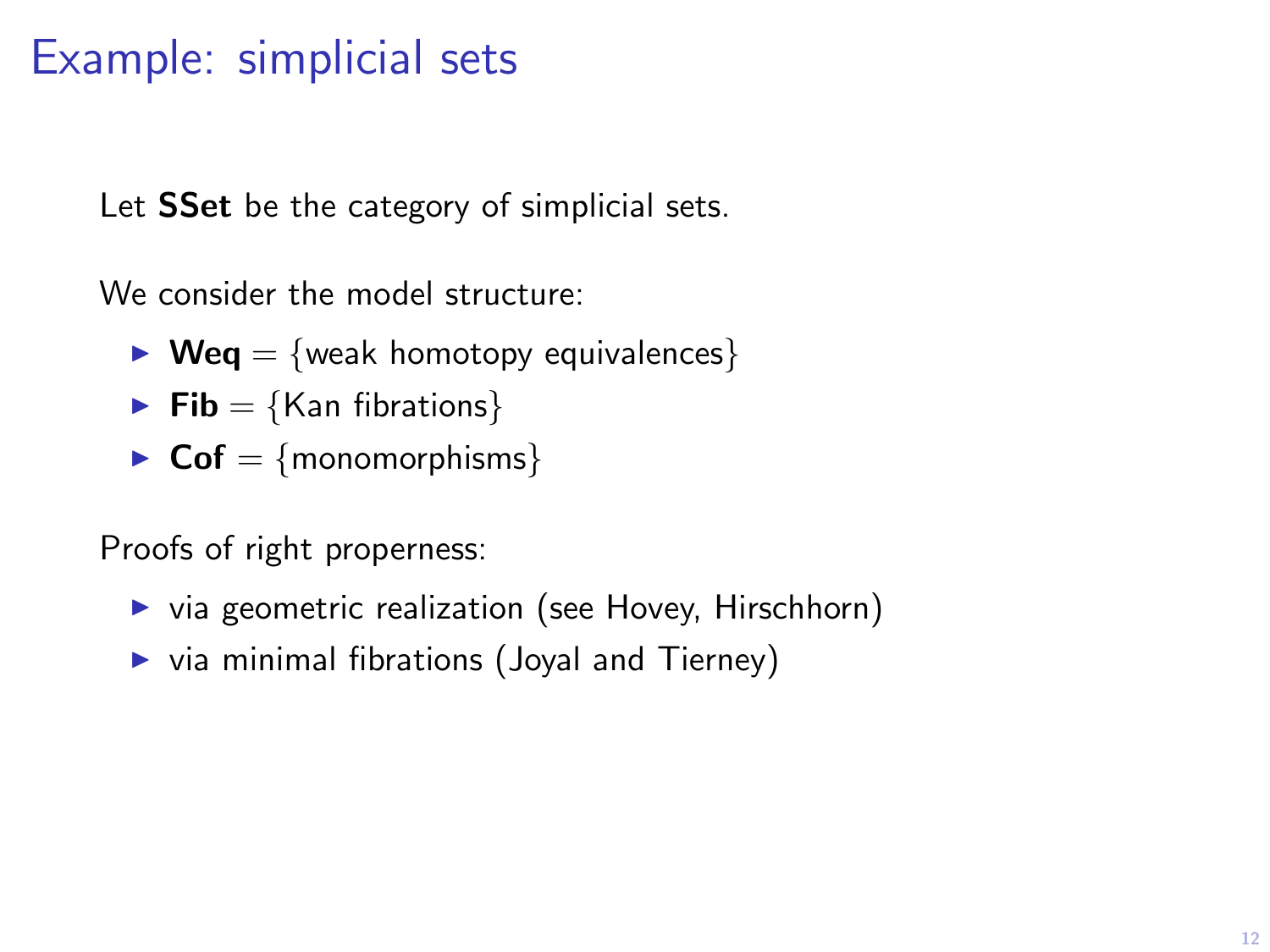# Example: simplicial sets

Let **SSet** be the category of simplicial sets.

We consider the model structure:

- **Weq** = {weak homotopy equivalences}
- **Fib** = {Kan fibrations}
- **Cof** = {monomorphisms}

Proofs of right properness:

- via geometric realization (see Hovey, Hirschhorn)
- via minimal fibrations (Joyal and Tierney)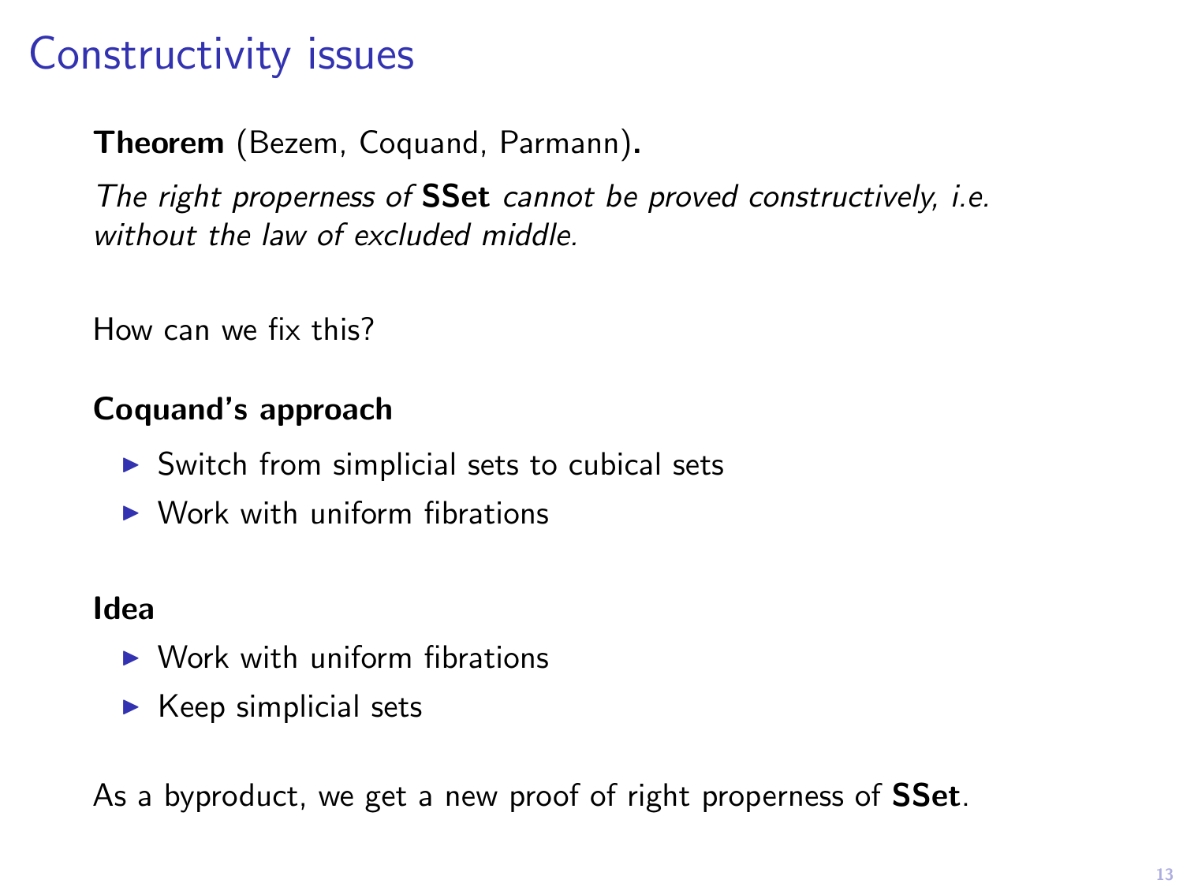# Constructivity issues

**Theorem** (Bezem, Coquand, Parmann)**.**

*The right properness of* **SSet** *cannot be proved constructively, i.e. without the law of excluded middle.*

How can we fix this?

**Coquand's approach**

- Switch from simplicial sets to cubical sets
- Work with uniform fibrations

**Idea**

- Work with uniform fibrations
- Keep simplicial sets

As a byproduct, we get a new proof of right properness of **SSet**.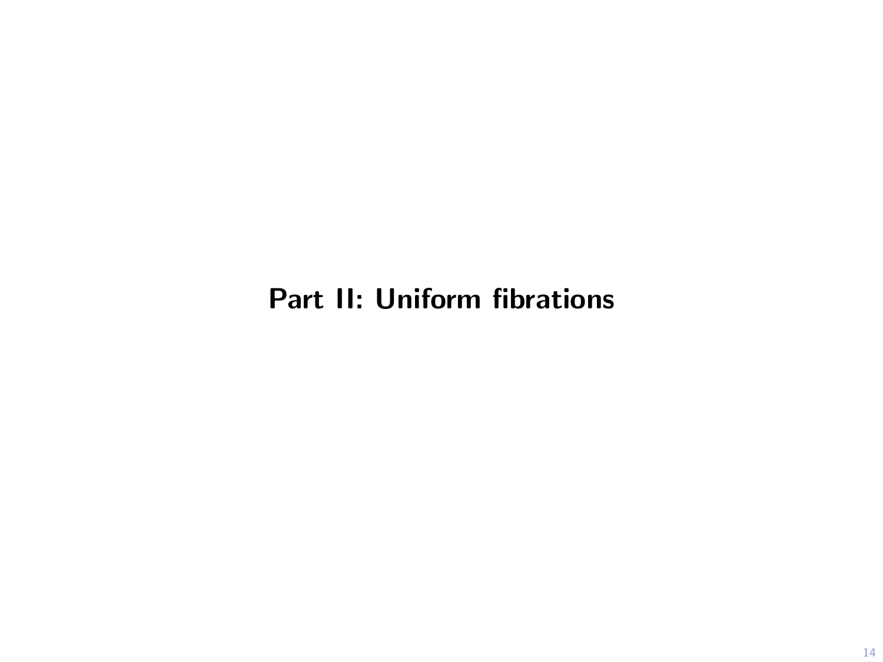# Part II: Uniform fibrations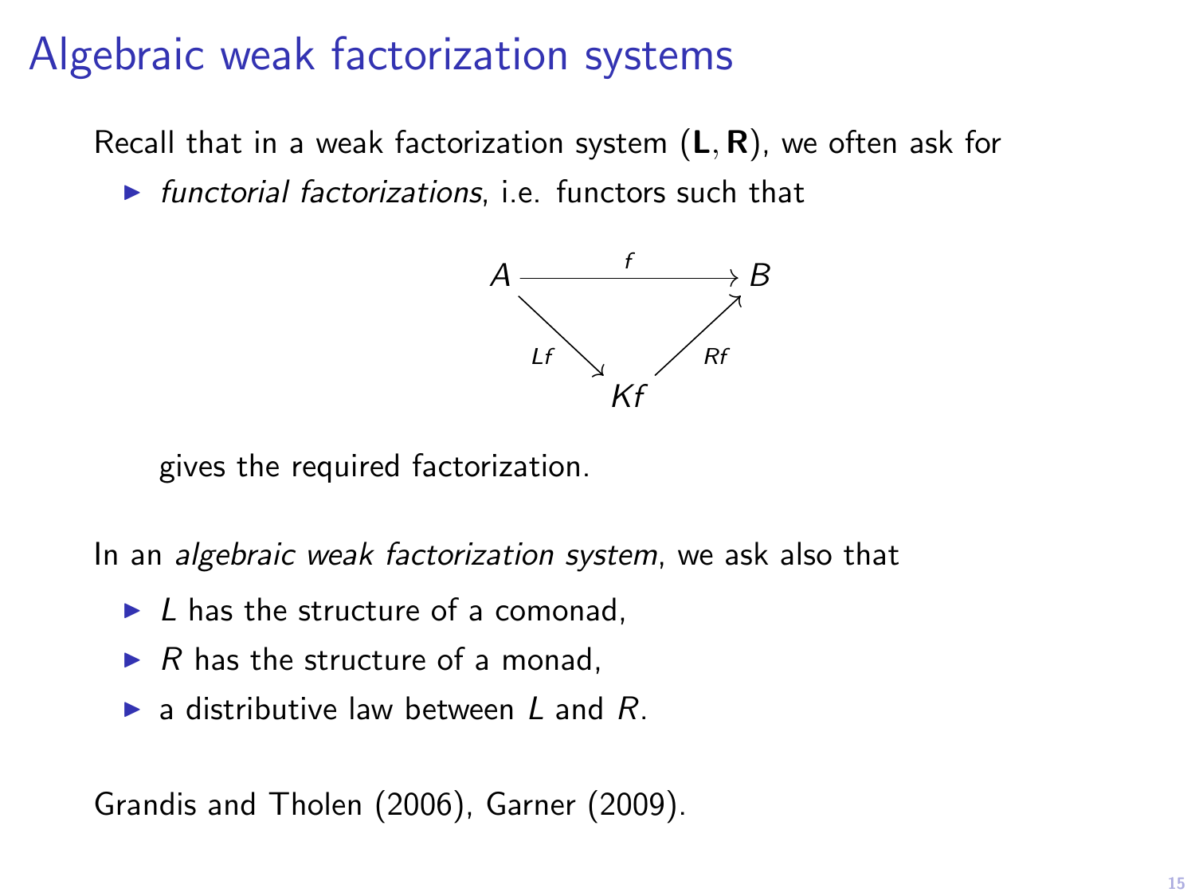# Algebraic weak factorization systems

Recall that in a weak factorization system $(\mathbf{L}, \mathbf{R})$, we often ask for

- *functorial factorizations*, i.e. functors such that

$$\begin{array}{ccc} A & \xrightarrow{f} & B \\ & {\scriptstyle Lf}\searrow \quad \nearrow{\scriptstyle Rf} & \\ & Kf & \end{array}$$

  gives the required factorization.

In an *algebraic weak factorization system*, we ask also that

- $L$ has the structure of a comonad,
- $R$ has the structure of a monad,
- a distributive law between $L$ and $R$.

Grandis and Tholen (2006), Garner (2009).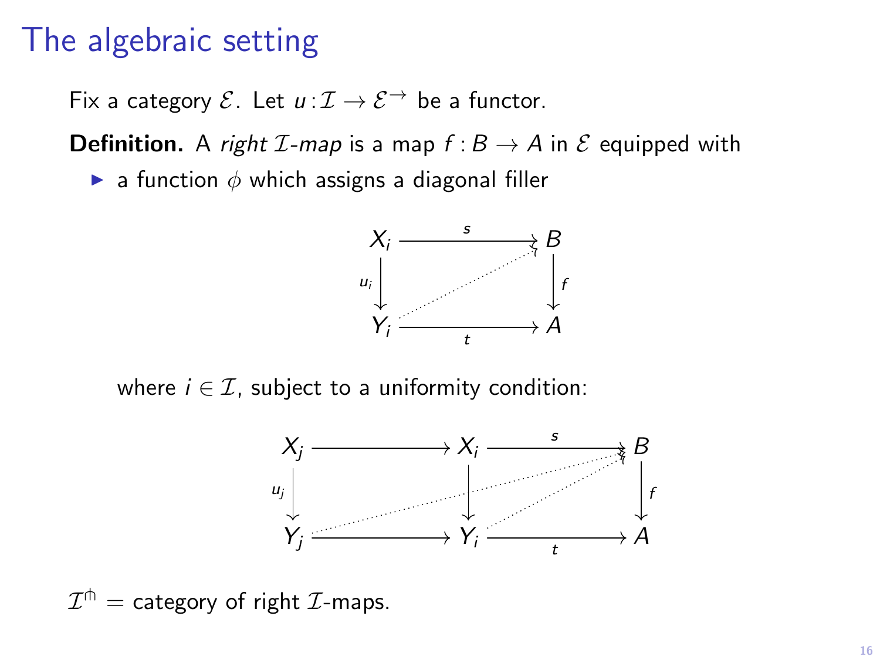# The algebraic setting

Fix a category $\mathcal{E}$. Let $u : \mathcal{I} \to \mathcal{E}^{\to}$ be a functor.

**Definition.** A *right $\mathcal{I}$-map* is a map $f : B \to A$ in $\mathcal{E}$ equipped with

- a function $\phi$ which assigns a diagonal filler

$$\begin{array}{ccc} X_i & \xrightarrow{s} & B \\ {\scriptstyle u_i}\downarrow & \nearrow & \downarrow{\scriptstyle f} \\ Y_i & \xrightarrow[t]{} & A \end{array}$$

  where $i \in \mathcal{I}$, subject to a uniformity condition:

$$\begin{array}{ccccc} X_j & \longrightarrow & X_i & \xrightarrow{s} & B \\ {\scriptstyle u_j}\downarrow & & \downarrow & & \downarrow{\scriptstyle f} \\ Y_j & \longrightarrow & Y_i & \xrightarrow[t]{} & A \end{array}$$

$\mathcal{I}^{\pitchfork}$ = category of right $\mathcal{I}$-maps.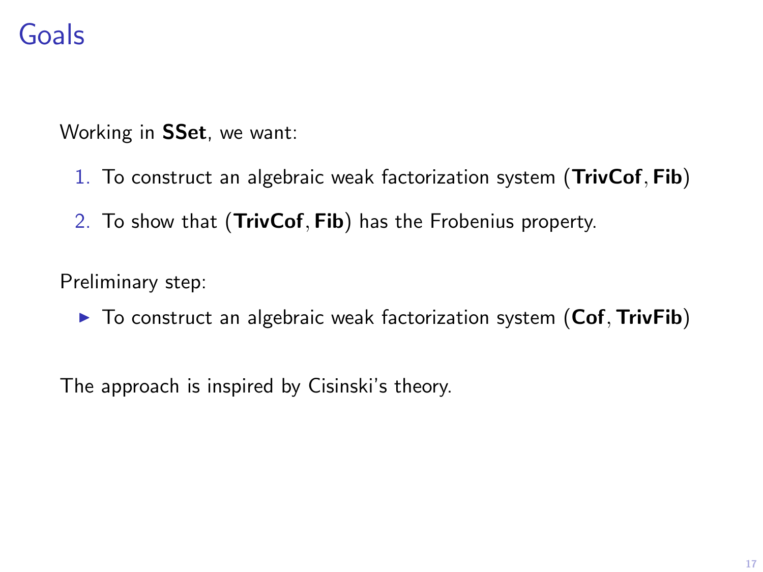# Goals

Working in **SSet**, we want:

1. To construct an algebraic weak factorization system (**TrivCof**, **Fib**)
2. To show that (**TrivCof**, **Fib**) has the Frobenius property.

Preliminary step:

- To construct an algebraic weak factorization system (**Cof**, **TrivFib**)

The approach is inspired by Cisinski's theory.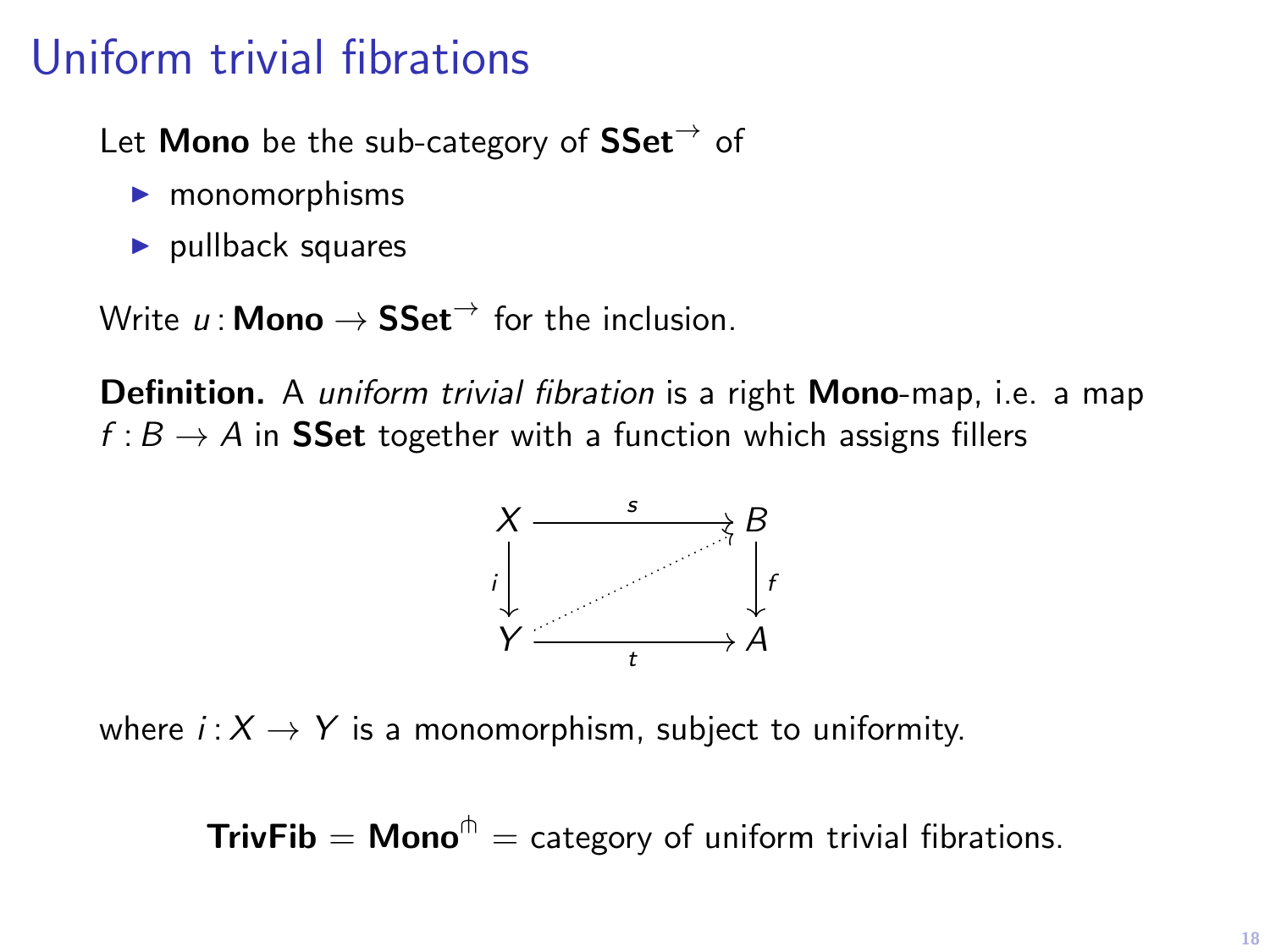# Uniform trivial fibrations

Let **Mono** be the sub-category of $\mathbf{SSet}^{\to}$ of

- monomorphisms
- pullback squares

Write $u\colon \mathbf{Mono} \to \mathbf{SSet}^{\to}$ for the inclusion.

**Definition.** A *uniform trivial fibration* is a right **Mono**-map, i.e. a map $f : B \to A$ in **SSet** together with a function which assigns fillers

$$
\begin{array}{ccc}
X & \xrightarrow{\;s\;} & B \\
{\scriptstyle i}\downarrow & \nearrow & \downarrow{\scriptstyle f} \\
Y & \xrightarrow[\;t\;]{} & A
\end{array}
$$

where $i\colon X \to Y$ is a monomorphism, subject to uniformity.

$$\mathbf{TrivFib} = \mathbf{Mono}^{\pitchfork} = \text{category of uniform trivial fibrations.}$$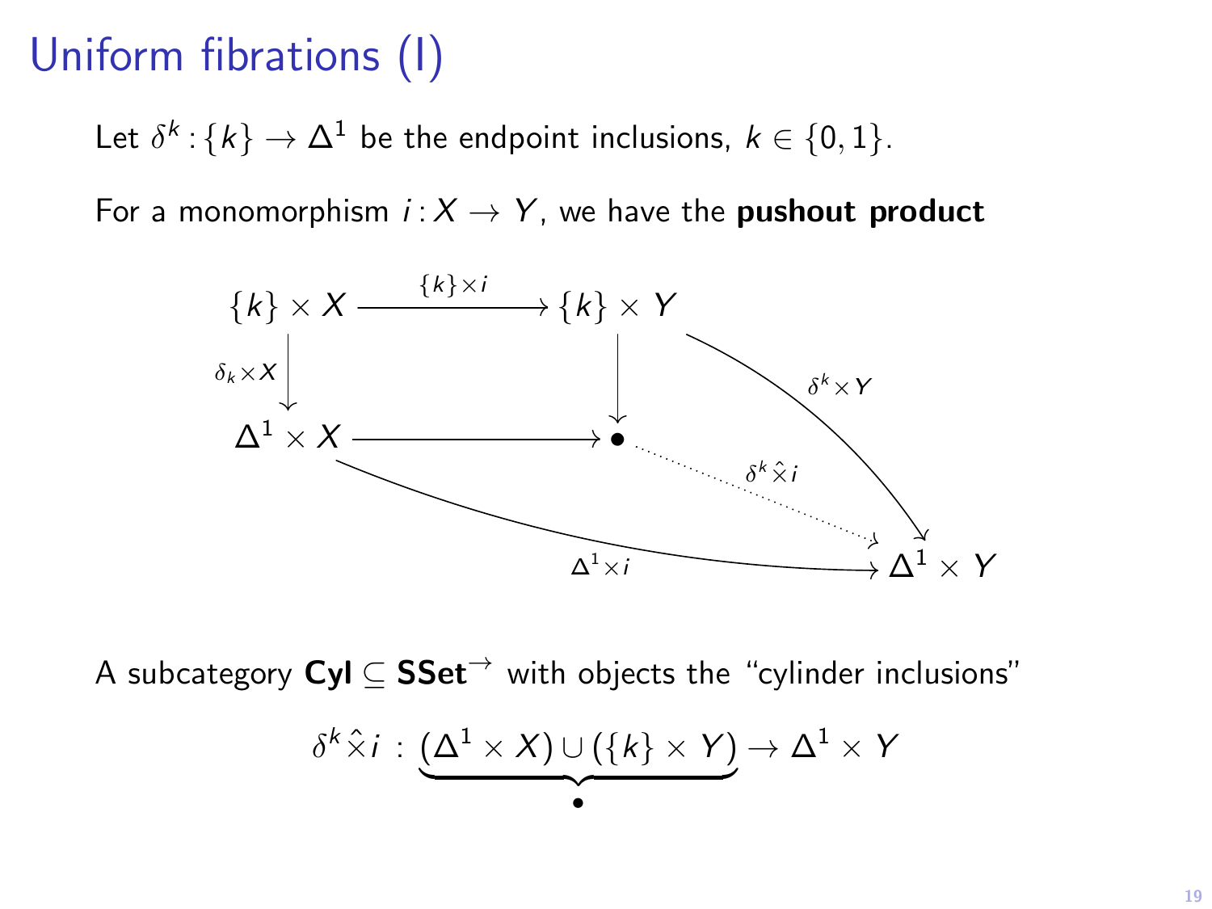# Uniform fibrations (I)

Let $\delta^k : \{k\} \to \Delta^1$ be the endpoint inclusions, $k \in \{0, 1\}$.

For a monomorphism $i : X \to Y$, we have the **pushout product**

$$
\begin{array}{ccc}
\{k\} \times X & \xrightarrow{\{k\} \times i} & \{k\} \times Y \\
\downarrow{\scriptstyle \delta_k \times X} & & \downarrow \\
\Delta^1 \times X & \longrightarrow & \bullet
\end{array}
$$

with $\delta^k \times Y : \{k\} \times Y \to \Delta^1 \times Y$, $\Delta^1 \times i : \Delta^1 \times X \to \Delta^1 \times Y$, and the induced map $\delta^k \hat{\times} i : \bullet \to \Delta^1 \times Y$.

A subcategory $\mathbf{Cyl} \subseteq \mathbf{SSet}^{\to}$ with objects the "cylinder inclusions"

$$
\delta^k \hat{\times} i \; : \; \underbrace{(\Delta^1 \times X) \cup (\{k\} \times Y)}_{\bullet} \to \Delta^1 \times Y
$$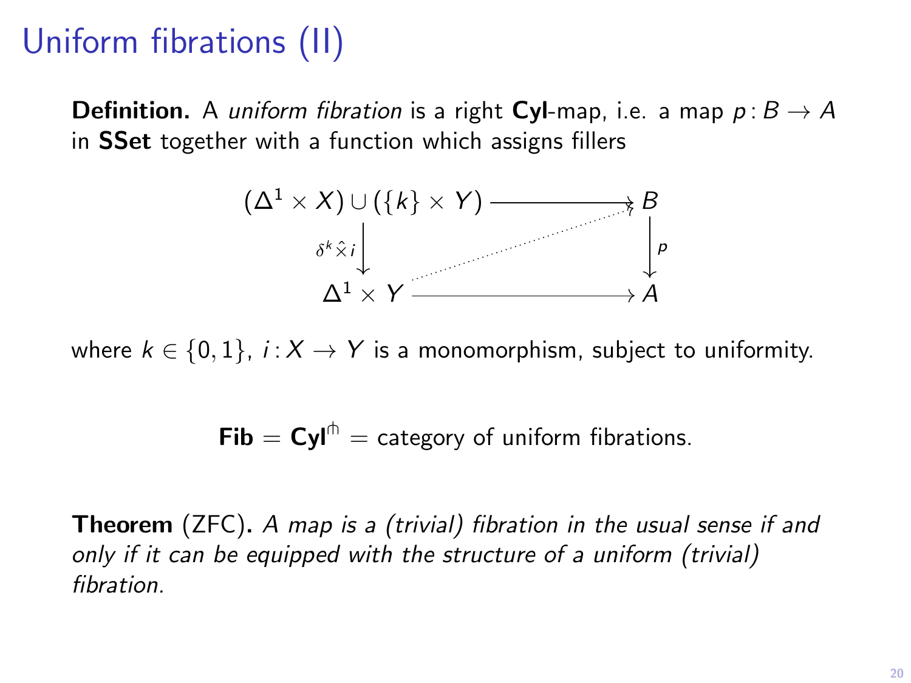# Uniform fibrations (II)

**Definition.** A *uniform fibration* is a right **Cyl**-map, i.e. a map $p \colon B \to A$ in **SSet** together with a function which assigns fillers

$$
\begin{array}{ccc}
(\Delta^1 \times X) \cup (\{k\} \times Y) & \longrightarrow & B \\
{\scriptstyle \delta^k \hat{\times} i} \big\downarrow & \nearrow & \big\downarrow {\scriptstyle p} \\
\Delta^1 \times Y & \longrightarrow & A
\end{array}
$$

where $k \in \{0, 1\}$, $i \colon X \to Y$ is a monomorphism, subject to uniformity.

$$\mathbf{Fib} = \mathbf{Cyl}^{\pitchfork} = \text{category of uniform fibrations.}$$

**Theorem** (ZFC)**.** *A map is a (trivial) fibration in the usual sense if and only if it can be equipped with the structure of a uniform (trivial) fibration.*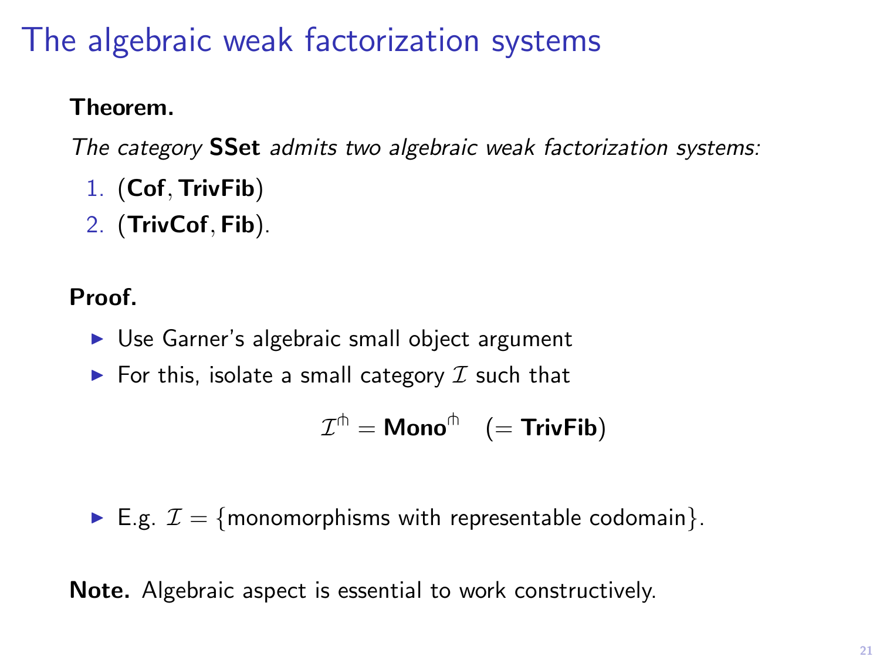# The algebraic weak factorization systems

**Theorem.**

*The category* **SSet** *admits two algebraic weak factorization systems:*

1. (**Cof**, **TrivFib**)
2. (**TrivCof**, **Fib**).

**Proof.**

- Use Garner's algebraic small object argument
- For this, isolate a small category $\mathcal{I}$ such that

$$\mathcal{I}^{\pitchfork} = \mathbf{Mono}^{\pitchfork} \quad (= \mathbf{TrivFib})$$

- E.g. $\mathcal{I} = \{$monomorphisms with representable codomain$\}$.

**Note.** Algebraic aspect is essential to work constructively.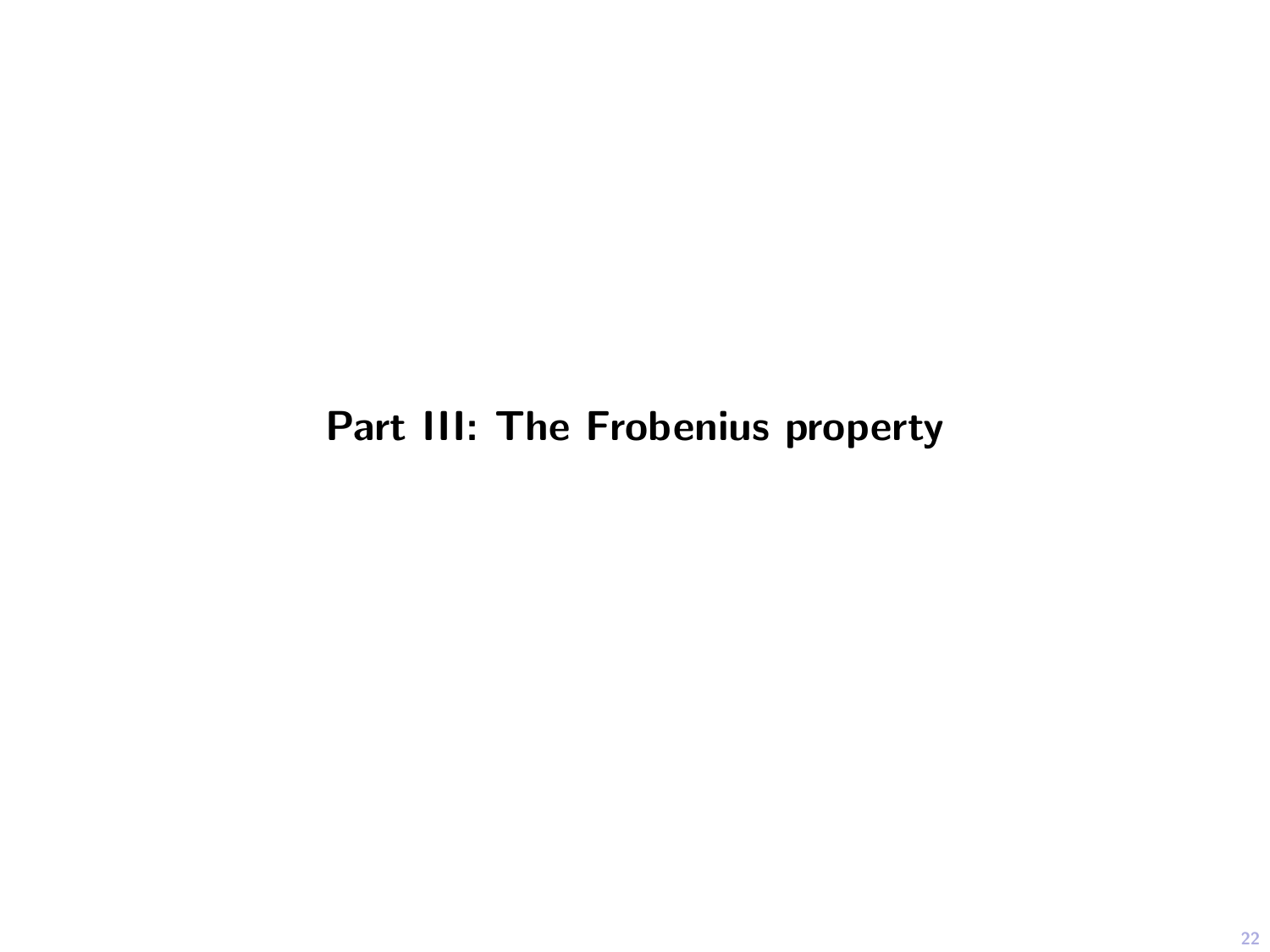# Part III: The Frobenius property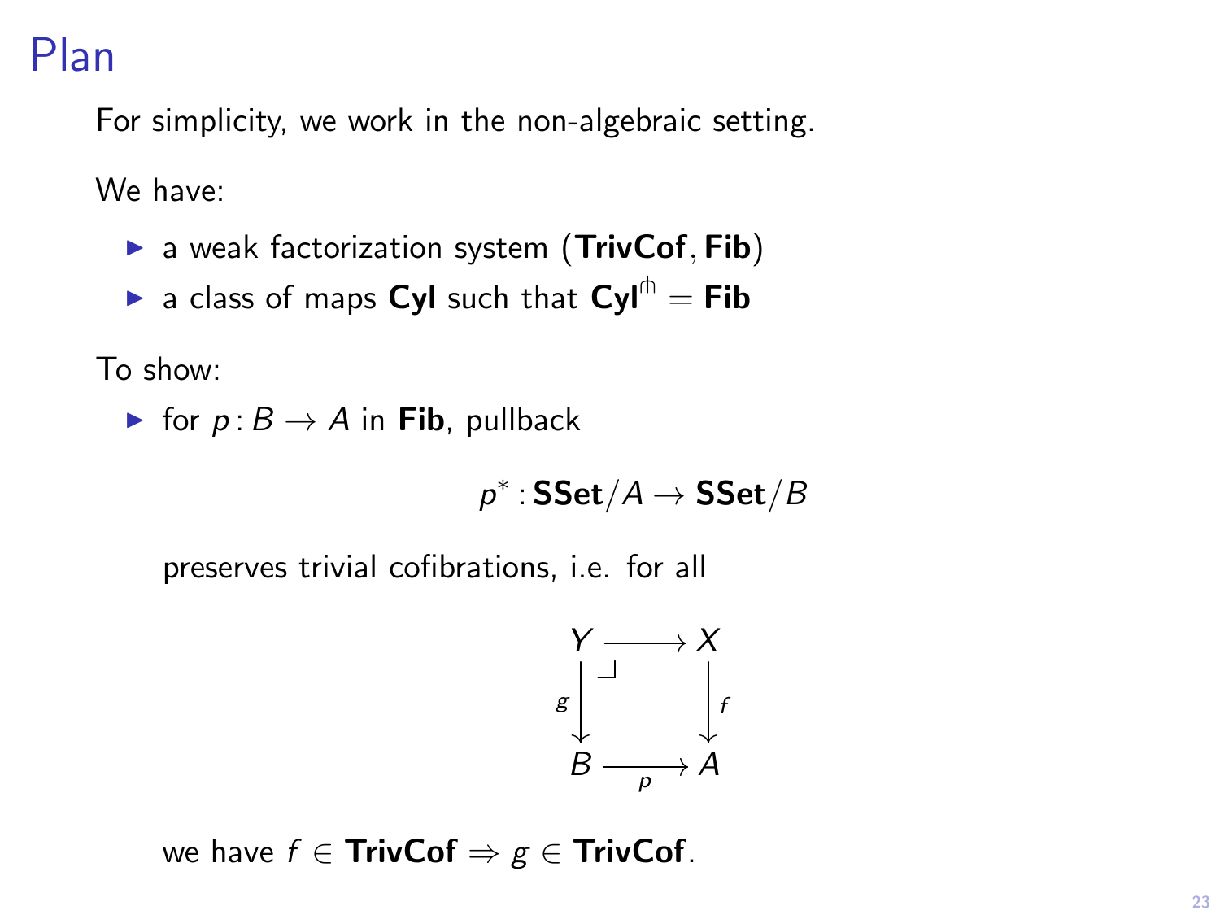# Plan

For simplicity, we work in the non-algebraic setting.

We have:

- a weak factorization system $(\mathbf{TrivCof}, \mathbf{Fib})$
- a class of maps $\mathbf{Cyl}$ such that $\mathbf{Cyl}^{\pitchfork} = \mathbf{Fib}$

To show:

- for $p \colon B \to A$ in $\mathbf{Fib}$, pullback

$$p^* \colon \mathbf{SSet}/A \to \mathbf{SSet}/B$$

  preserves trivial cofibrations, i.e. for all

$$\begin{array}{ccc} Y & \longrightarrow & X \\ {\scriptstyle g}\downarrow & \lrcorner & \downarrow{\scriptstyle f} \\ B & \xrightarrow[p]{} & A \end{array}$$

  we have $f \in \mathbf{TrivCof} \Rightarrow g \in \mathbf{TrivCof}$.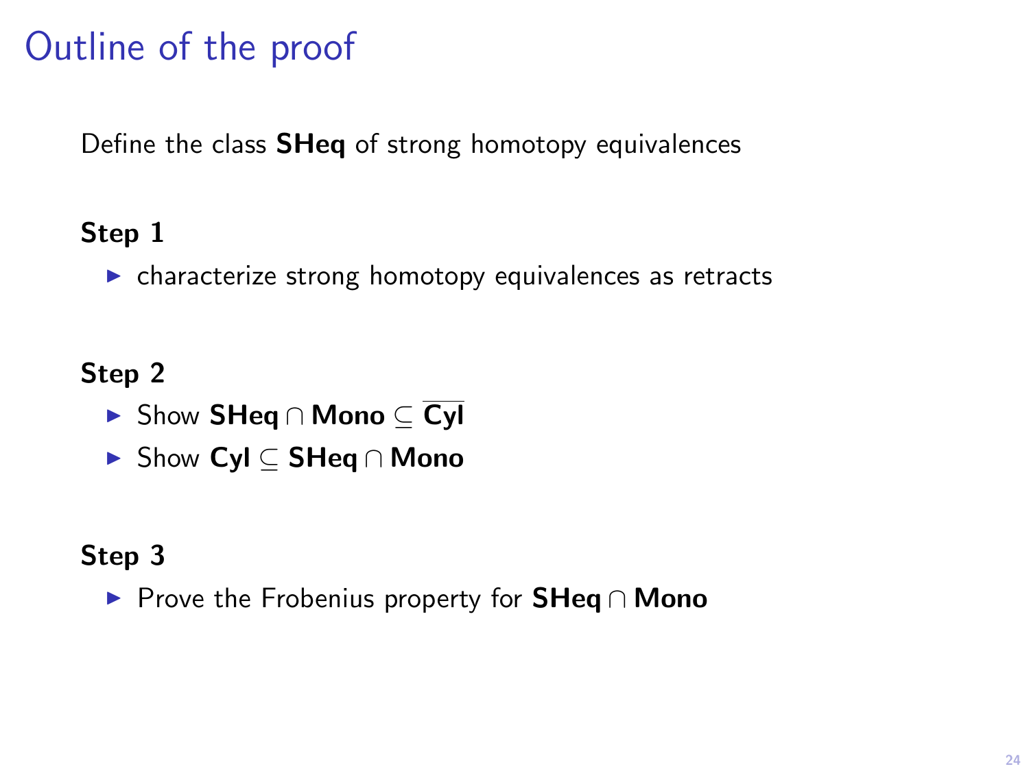# Outline of the proof

Define the class **SHeq** of strong homotopy equivalences

**Step 1**

- characterize strong homotopy equivalences as retracts

**Step 2**

- Show $\mathbf{SHeq} \cap \mathbf{Mono} \subseteq \overline{\mathbf{Cyl}}$
- Show $\mathbf{Cyl} \subseteq \mathbf{SHeq} \cap \mathbf{Mono}$

**Step 3**

- Prove the Frobenius property for $\mathbf{SHeq} \cap \mathbf{Mono}$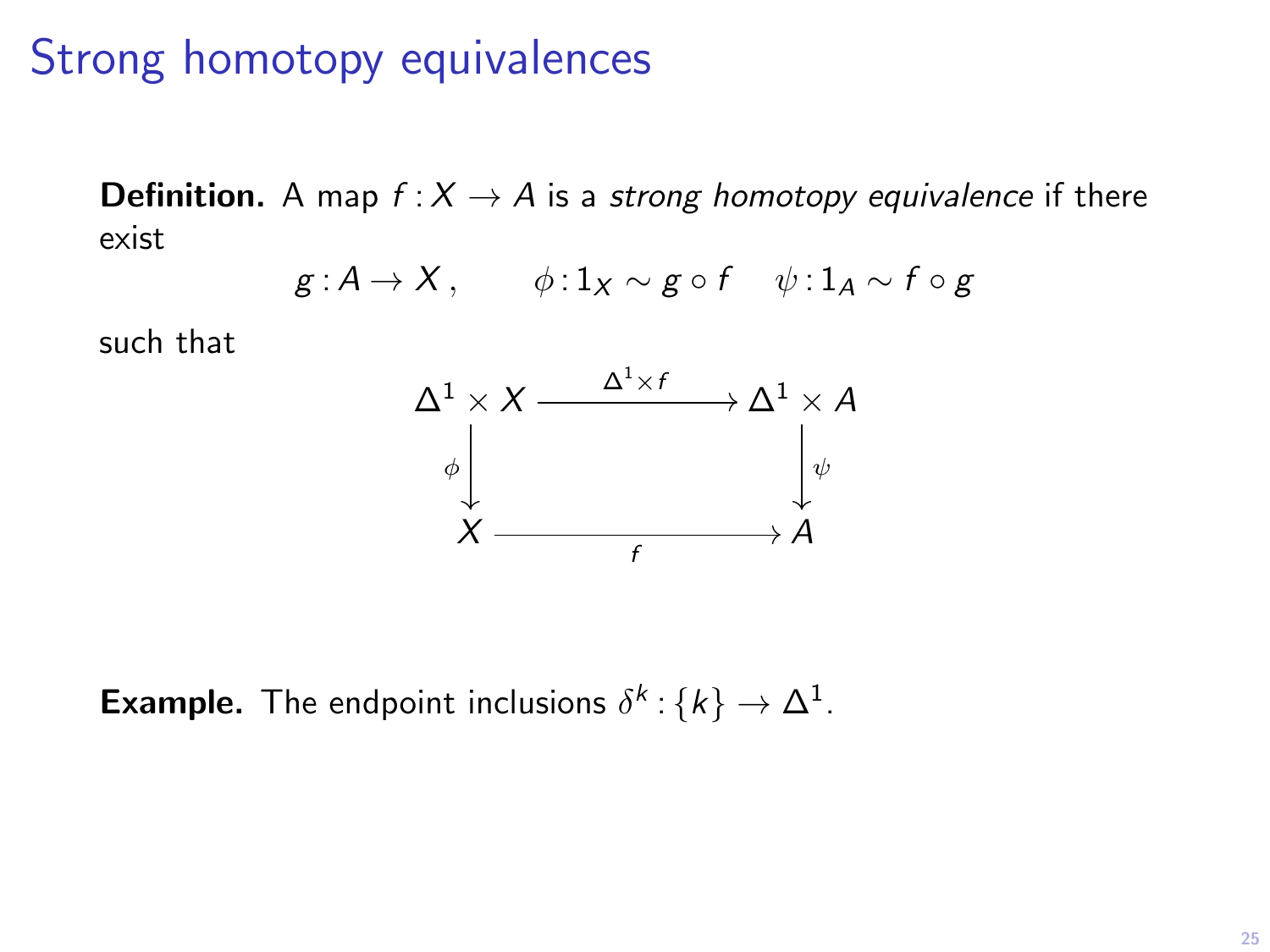# Strong homotopy equivalences

**Definition.** A map $f : X \to A$ is a *strong homotopy equivalence* if there exist

$$g : A \to X\,, \qquad \phi : 1_X \sim g \circ f \quad \psi : 1_A \sim f \circ g$$

such that

$$\begin{array}{ccc}
\Delta^1 \times X & \xrightarrow{\Delta^1 \times f} & \Delta^1 \times A \\
{\scriptstyle \phi}\downarrow & & \downarrow{\scriptstyle \psi} \\
X & \xrightarrow[f]{} & A
\end{array}$$

**Example.** The endpoint inclusions $\delta^k : \{k\} \to \Delta^1$.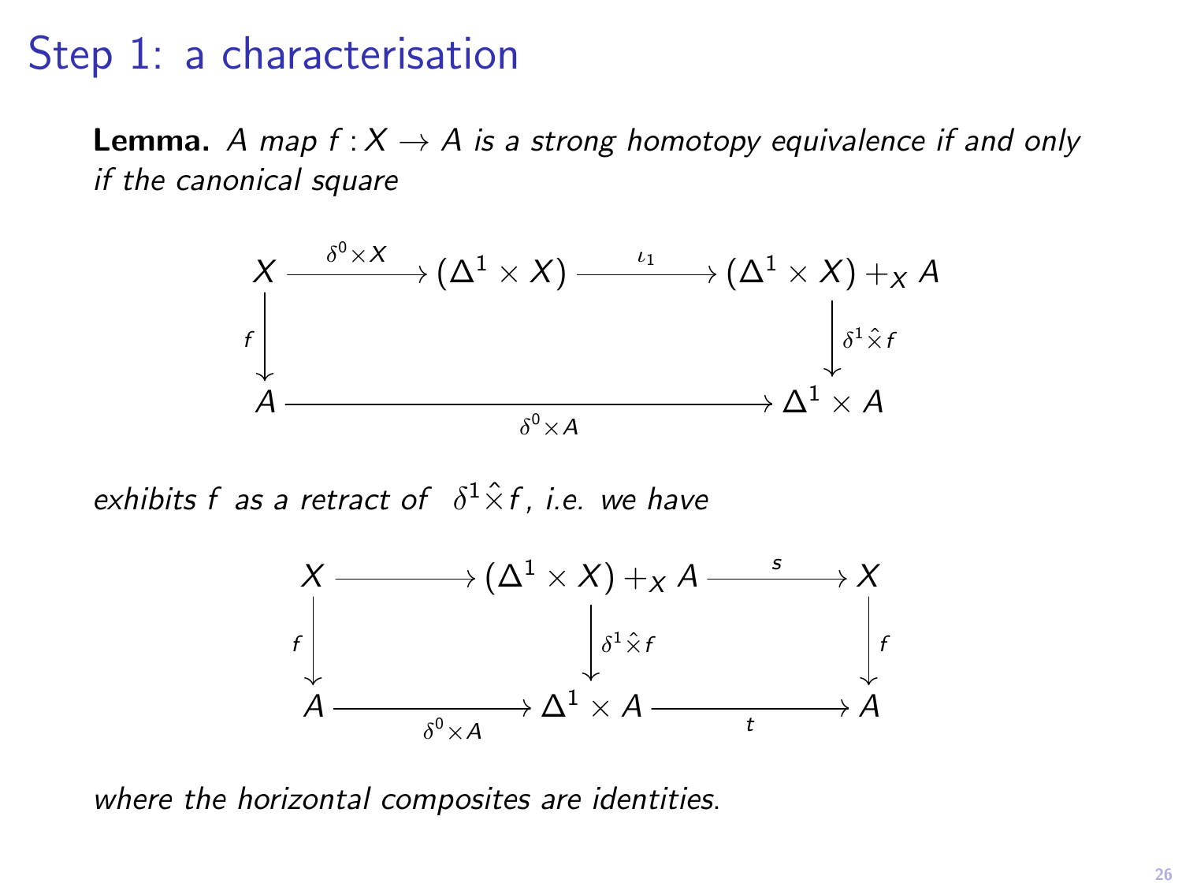# Step 1: a characterisation

**Lemma.** *A map $f : X \to A$ is a strong homotopy equivalence if and only if the canonical square*

$$\begin{array}{ccccc}
X & \xrightarrow{\delta^0 \times X} & (\Delta^1 \times X) & \xrightarrow{\iota_1} & (\Delta^1 \times X) +_X A \\
{\scriptstyle f}\downarrow & & & & \downarrow{\scriptstyle \delta^1 \hat{\times} f} \\
A & & \xrightarrow[\delta^0 \times A]{} & & \Delta^1 \times A
\end{array}$$

*exhibits $f$ as a retract of $\delta^1 \hat{\times} f$, i.e. we have*

$$\begin{array}{ccccc}
X & \longrightarrow & (\Delta^1 \times X) +_X A & \xrightarrow{s} & X \\
{\scriptstyle f}\downarrow & & \downarrow{\scriptstyle \delta^1 \hat{\times} f} & & \downarrow{\scriptstyle f} \\
A & \xrightarrow[\delta^0 \times A]{} & \Delta^1 \times A & \xrightarrow[t]{} & A
\end{array}$$

*where the horizontal composites are identities.*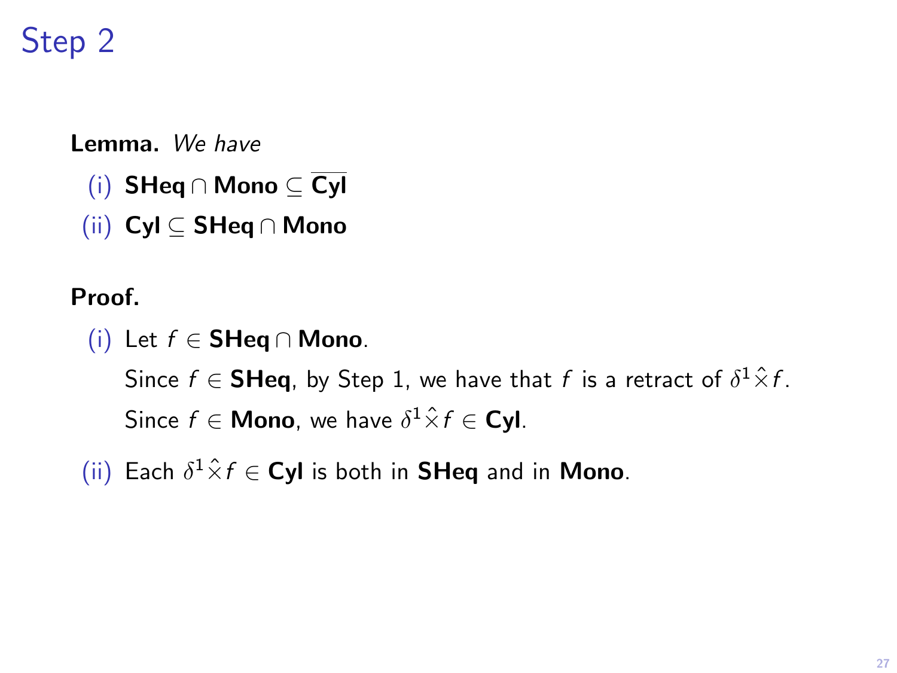# Step 2

**Lemma.** *We have*

(i) $\mathbf{SHeq} \cap \mathbf{Mono} \subseteq \overline{\mathbf{Cyl}}$

(ii) $\mathbf{Cyl} \subseteq \mathbf{SHeq} \cap \mathbf{Mono}$

**Proof.**

(i) Let $f \in \mathbf{SHeq} \cap \mathbf{Mono}$.

Since $f \in \mathbf{SHeq}$, by Step 1, we have that $f$ is a retract of $\delta^1 \hat{\times} f$.

Since $f \in \mathbf{Mono}$, we have $\delta^1 \hat{\times} f \in \mathbf{Cyl}$.

(ii) Each $\delta^1 \hat{\times} f \in \mathbf{Cyl}$ is both in $\mathbf{SHeq}$ and in $\mathbf{Mono}$.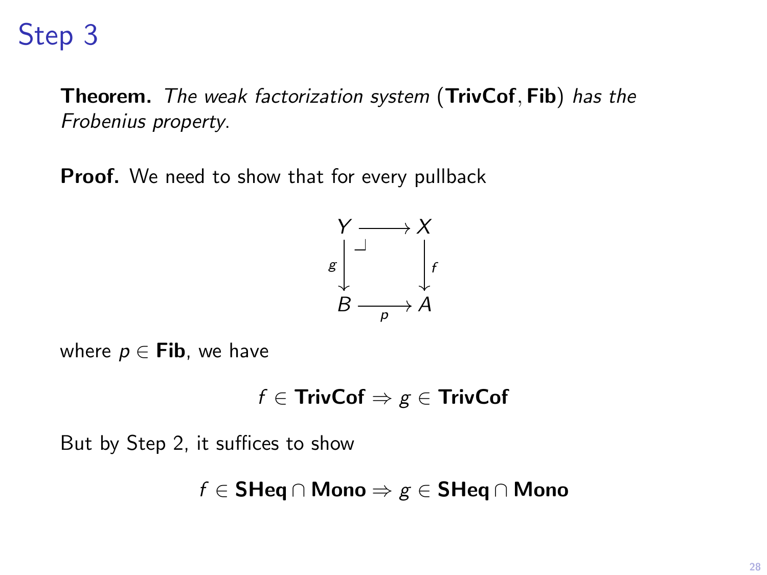# Step 3

**Theorem.** *The weak factorization system* $(\mathbf{TrivCof}, \mathbf{Fib})$ *has the Frobenius property.*

**Proof.** We need to show that for every pullback

$$
\begin{array}{ccc}
Y & \longrightarrow & X \\
{\scriptstyle g}\downarrow & \lrcorner & \downarrow{\scriptstyle f} \\
B & \xrightarrow[p]{} & A
\end{array}
$$

where $p \in \mathbf{Fib}$, we have

$$f \in \mathbf{TrivCof} \Rightarrow g \in \mathbf{TrivCof}$$

But by Step 2, it suffices to show

$$f \in \mathbf{SHeq} \cap \mathbf{Mono} \Rightarrow g \in \mathbf{SHeq} \cap \mathbf{Mono}$$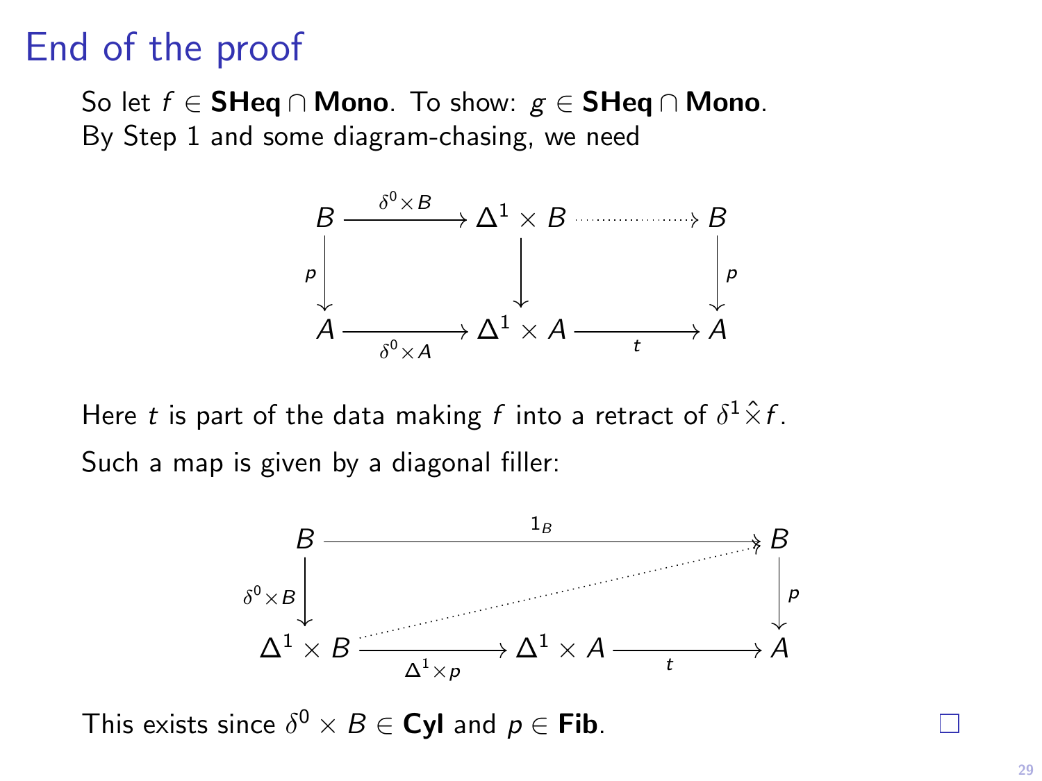# End of the proof

So let $f \in \mathbf{SHeq} \cap \mathbf{Mono}$. To show: $g \in \mathbf{SHeq} \cap \mathbf{Mono}$.
By Step 1 and some diagram-chasing, we need

$$
\begin{array}{ccccc}
B & \xrightarrow{\delta^0 \times B} & \Delta^1 \times B & \dashrightarrow & B \\
{\scriptstyle p}\downarrow & & \downarrow & & \downarrow{\scriptstyle p} \\
A & \xrightarrow[\delta^0 \times A]{} & \Delta^1 \times A & \xrightarrow[t]{} & A
\end{array}
$$

Here $t$ is part of the data making $f$ into a retract of $\delta^1 \hat{\times} f$.

Such a map is given by a diagonal filler:

$$
\begin{array}{ccccc}
B & & \xrightarrow{1_B} & & B \\
{\scriptstyle \delta^0 \times B}\downarrow & & & & \downarrow{\scriptstyle p} \\
\Delta^1 \times B & \xrightarrow[\Delta^1 \times p]{} & \Delta^1 \times A & \xrightarrow[t]{} & A
\end{array}
$$

This exists since $\delta^0 \times B \in \mathbf{Cyl}$ and $p \in \mathbf{Fib}$. □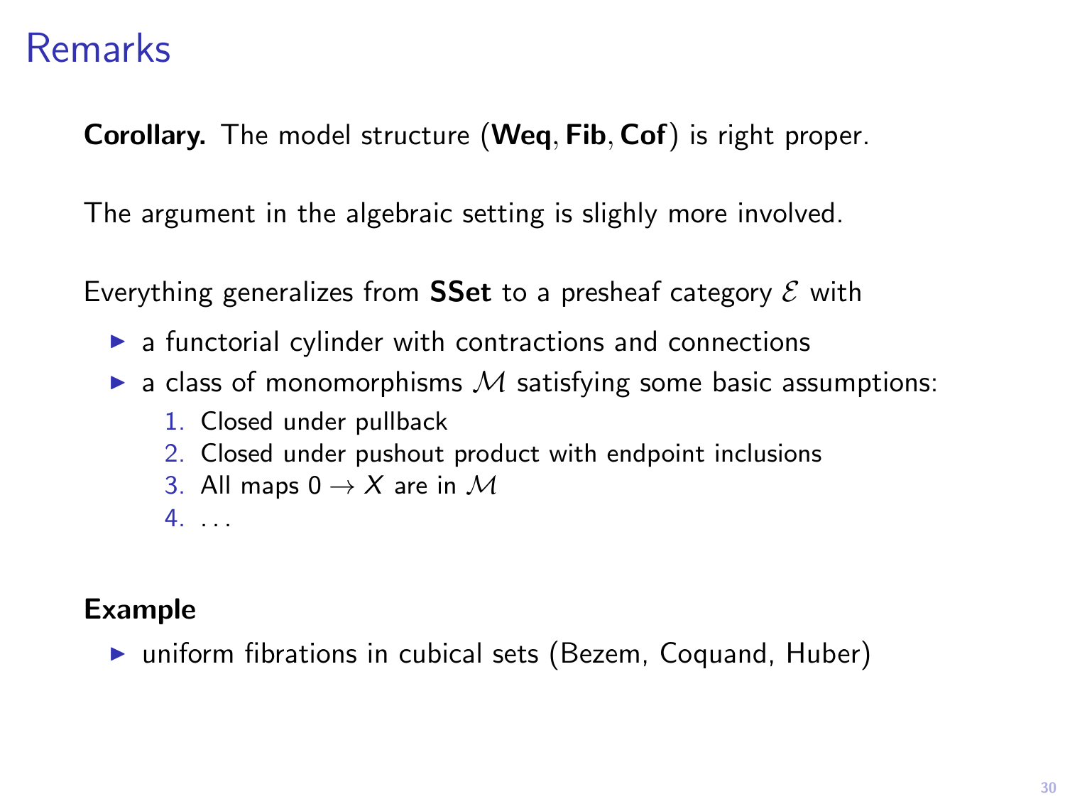# Remarks

**Corollary.** The model structure $(\mathbf{Weq}, \mathbf{Fib}, \mathbf{Cof})$ is right proper.

The argument in the algebraic setting is slighly more involved.

Everything generalizes from **SSet** to a presheaf category $\mathcal{E}$ with

- a functorial cylinder with contractions and connections
- a class of monomorphisms $\mathcal{M}$ satisfying some basic assumptions:
  1. Closed under pullback
  2. Closed under pushout product with endpoint inclusions
  3. All maps $0 \to X$ are in $\mathcal{M}$
  4. ...

**Example**

- uniform fibrations in cubical sets (Bezem, Coquand, Huber)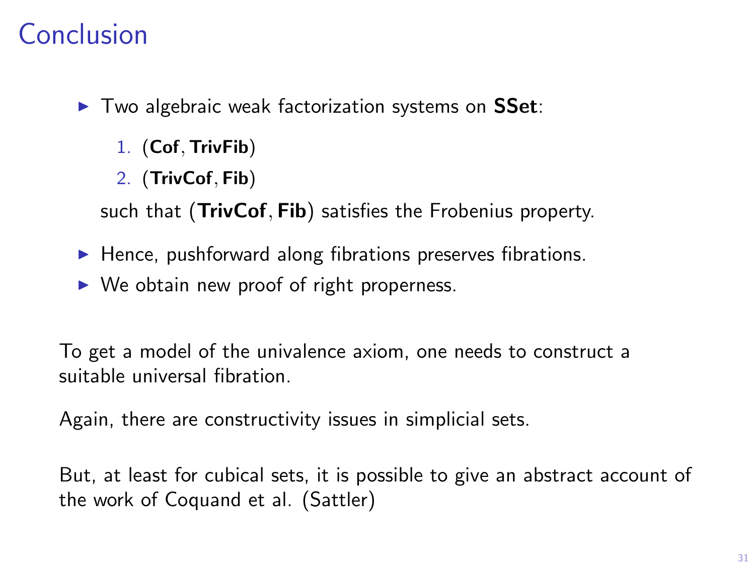# Conclusion

- Two algebraic weak factorization systems on **SSet**:
  1. (**Cof**, **TrivFib**)
  2. (**TrivCof**, **Fib**)

  such that (**TrivCof**, **Fib**) satisfies the Frobenius property.
- Hence, pushforward along fibrations preserves fibrations.
- We obtain new proof of right properness.

To get a model of the univalence axiom, one needs to construct a suitable universal fibration.

Again, there are constructivity issues in simplicial sets.

But, at least for cubical sets, it is possible to give an abstract account of the work of Coquand et al. (Sattler)